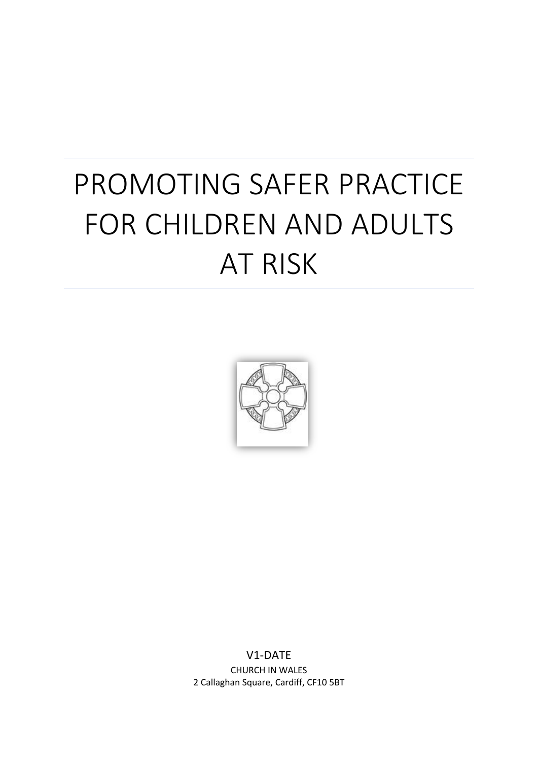# PROMOTING SAFER PRACTICE FOR CHILDREN AND ADULTS AT RISK

V1-DATE

CHURCH IN WALES

2 Callaghan Square, Cardiff, CF10 5BT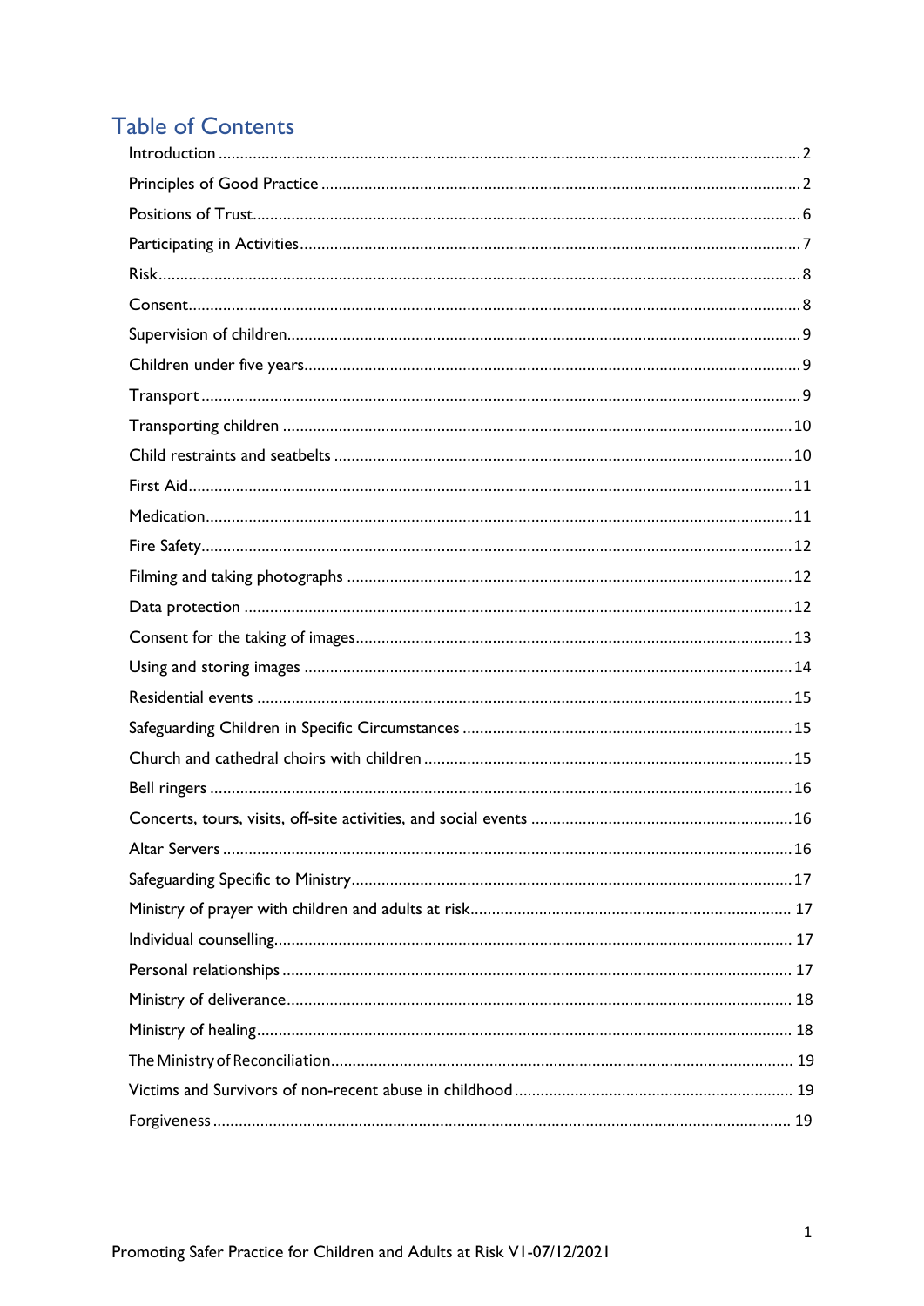# Table of Contents

Introduction ..... 2

Principles of Good Practice ..... 2

Positions of Trust ..... 6

Participating in Activities ..... 7

Risk ..... 8

Consent ..... 8

Supervision of children ..... 9

Children under five years ..... 9

Transport ..... 9

Transporting children ..... 10

Child restraints and seatbelts ..... 10

First Aid ..... 11

Medication ..... 11

Fire Safety ..... 12

Filming and taking photographs ..... 12

Data protection ..... 12

Consent for the taking of images ..... 13

Using and storing images ..... 14

Residential events ..... 15

Safeguarding Children in Specific Circumstances ..... 15

Church and cathedral choirs with children ..... 15

Bell ringers ..... 16

Concerts, tours, visits, off-site activities, and social events ..... 16

Altar Servers ..... 16

Safeguarding Specific to Ministry ..... 17

Ministry of prayer with children and adults at risk ..... 17

Individual counselling ..... 17

Personal relationships ..... 17

Ministry of deliverance ..... 18

Ministry of healing ..... 18

The Ministry of Reconciliation ..... 19

Victims and Survivors of non-recent abuse in childhood ..... 19

Forgiveness ..... 19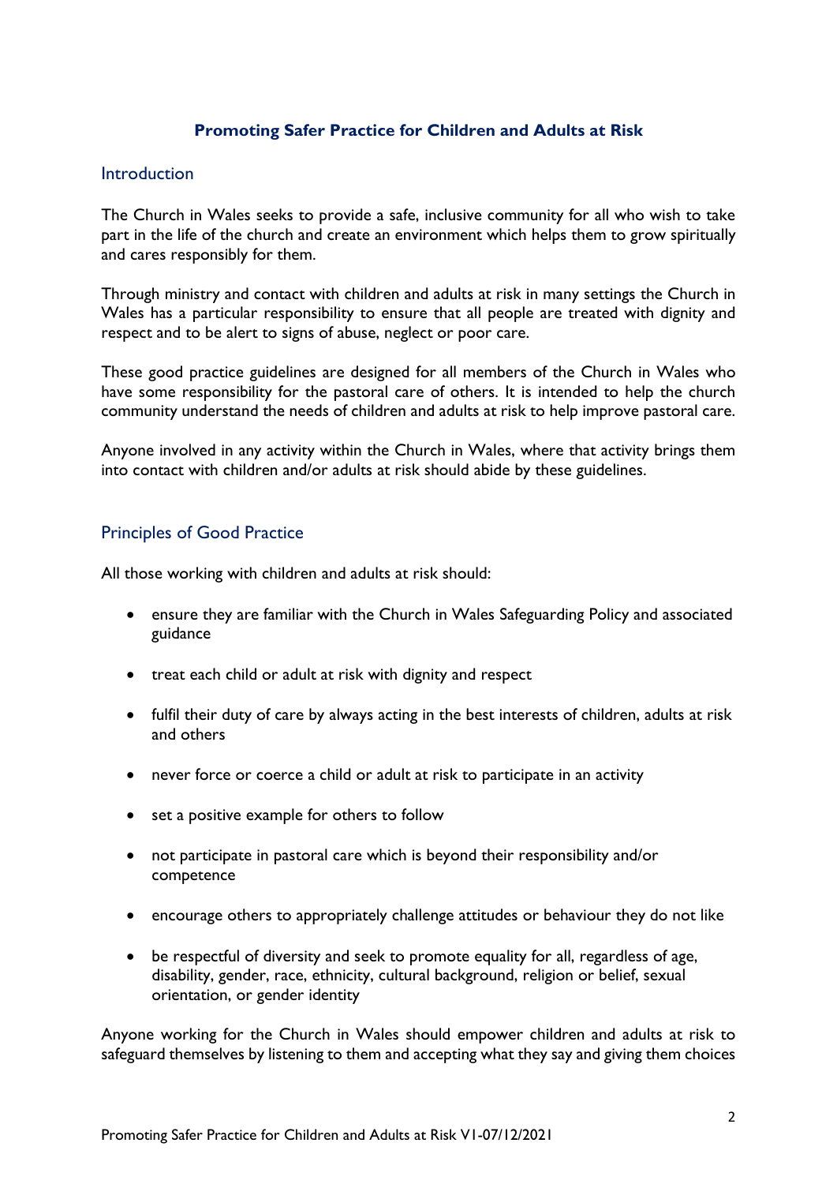# Promoting Safer Practice for Children and Adults at Risk

## Introduction

The Church in Wales seeks to provide a safe, inclusive community for all who wish to take part in the life of the church and create an environment which helps them to grow spiritually and cares responsibly for them.

Through ministry and contact with children and adults at risk in many settings the Church in Wales has a particular responsibility to ensure that all people are treated with dignity and respect and to be alert to signs of abuse, neglect or poor care.

These good practice guidelines are designed for all members of the Church in Wales who have some responsibility for the pastoral care of others. It is intended to help the church community understand the needs of children and adults at risk to help improve pastoral care.

Anyone involved in any activity within the Church in Wales, where that activity brings them into contact with children and/or adults at risk should abide by these guidelines.

## Principles of Good Practice

All those working with children and adults at risk should:

- ensure they are familiar with the Church in Wales Safeguarding Policy and associated guidance
- treat each child or adult at risk with dignity and respect
- fulfil their duty of care by always acting in the best interests of children, adults at risk and others
- never force or coerce a child or adult at risk to participate in an activity
- set a positive example for others to follow
- not participate in pastoral care which is beyond their responsibility and/or competence
- encourage others to appropriately challenge attitudes or behaviour they do not like
- be respectful of diversity and seek to promote equality for all, regardless of age, disability, gender, race, ethnicity, cultural background, religion or belief, sexual orientation, or gender identity

Anyone working for the Church in Wales should empower children and adults at risk to safeguard themselves by listening to them and accepting what they say and giving them choices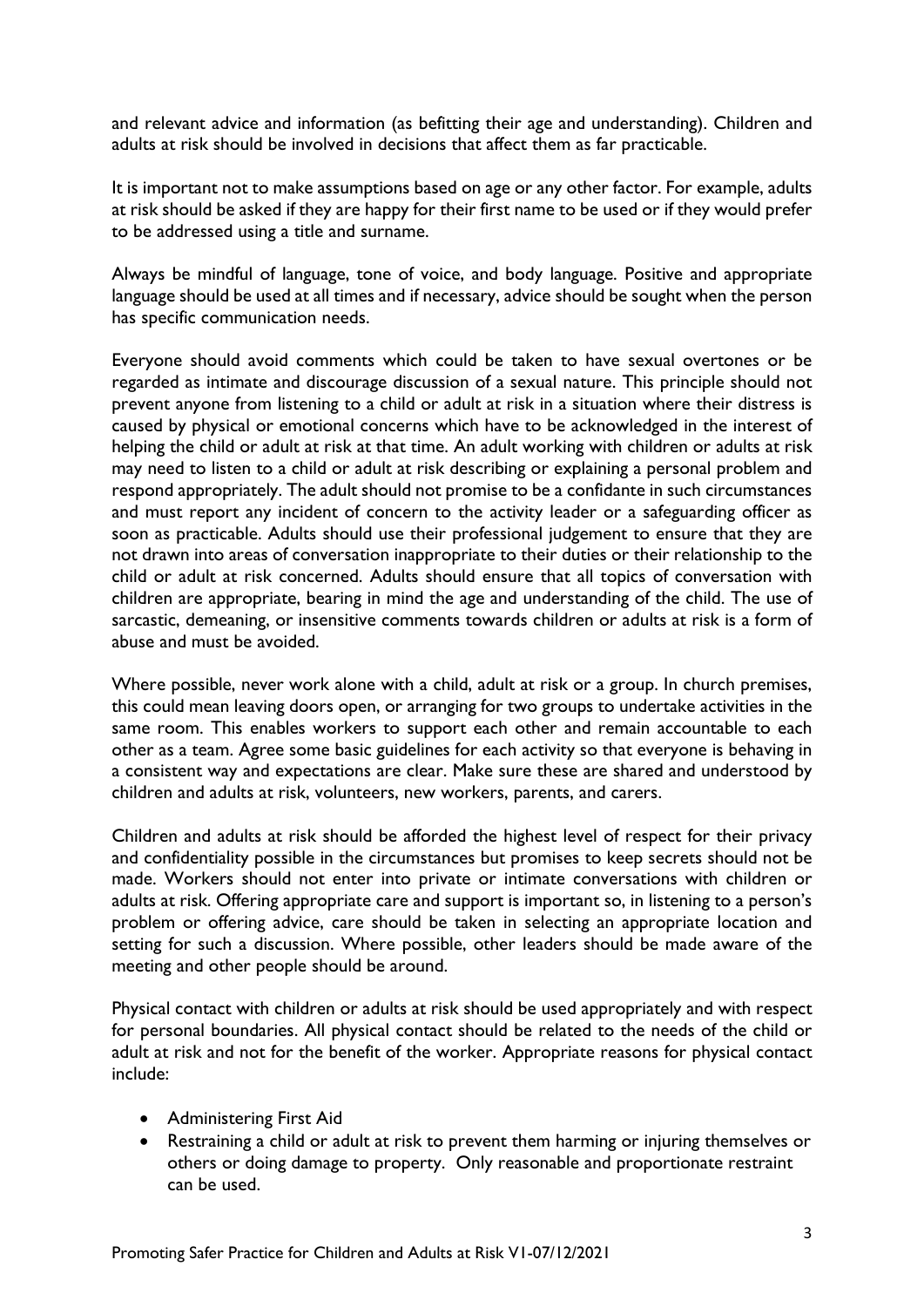and relevant advice and information (as befitting their age and understanding). Children and adults at risk should be involved in decisions that affect them as far practicable.

It is important not to make assumptions based on age or any other factor. For example, adults at risk should be asked if they are happy for their first name to be used or if they would prefer to be addressed using a title and surname.

Always be mindful of language, tone of voice, and body language. Positive and appropriate language should be used at all times and if necessary, advice should be sought when the person has specific communication needs.

Everyone should avoid comments which could be taken to have sexual overtones or be regarded as intimate and discourage discussion of a sexual nature. This principle should not prevent anyone from listening to a child or adult at risk in a situation where their distress is caused by physical or emotional concerns which have to be acknowledged in the interest of helping the child or adult at risk at that time. An adult working with children or adults at risk may need to listen to a child or adult at risk describing or explaining a personal problem and respond appropriately. The adult should not promise to be a confidante in such circumstances and must report any incident of concern to the activity leader or a safeguarding officer as soon as practicable. Adults should use their professional judgement to ensure that they are not drawn into areas of conversation inappropriate to their duties or their relationship to the child or adult at risk concerned. Adults should ensure that all topics of conversation with children are appropriate, bearing in mind the age and understanding of the child. The use of sarcastic, demeaning, or insensitive comments towards children or adults at risk is a form of abuse and must be avoided.

Where possible, never work alone with a child, adult at risk or a group. In church premises, this could mean leaving doors open, or arranging for two groups to undertake activities in the same room. This enables workers to support each other and remain accountable to each other as a team. Agree some basic guidelines for each activity so that everyone is behaving in a consistent way and expectations are clear. Make sure these are shared and understood by children and adults at risk, volunteers, new workers, parents, and carers.

Children and adults at risk should be afforded the highest level of respect for their privacy and confidentiality possible in the circumstances but promises to keep secrets should not be made. Workers should not enter into private or intimate conversations with children or adults at risk. Offering appropriate care and support is important so, in listening to a person's problem or offering advice, care should be taken in selecting an appropriate location and setting for such a discussion. Where possible, other leaders should be made aware of the meeting and other people should be around.

Physical contact with children or adults at risk should be used appropriately and with respect for personal boundaries. All physical contact should be related to the needs of the child or adult at risk and not for the benefit of the worker. Appropriate reasons for physical contact include:

- Administering First Aid
- Restraining a child or adult at risk to prevent them harming or injuring themselves or others or doing damage to property. Only reasonable and proportionate restraint can be used.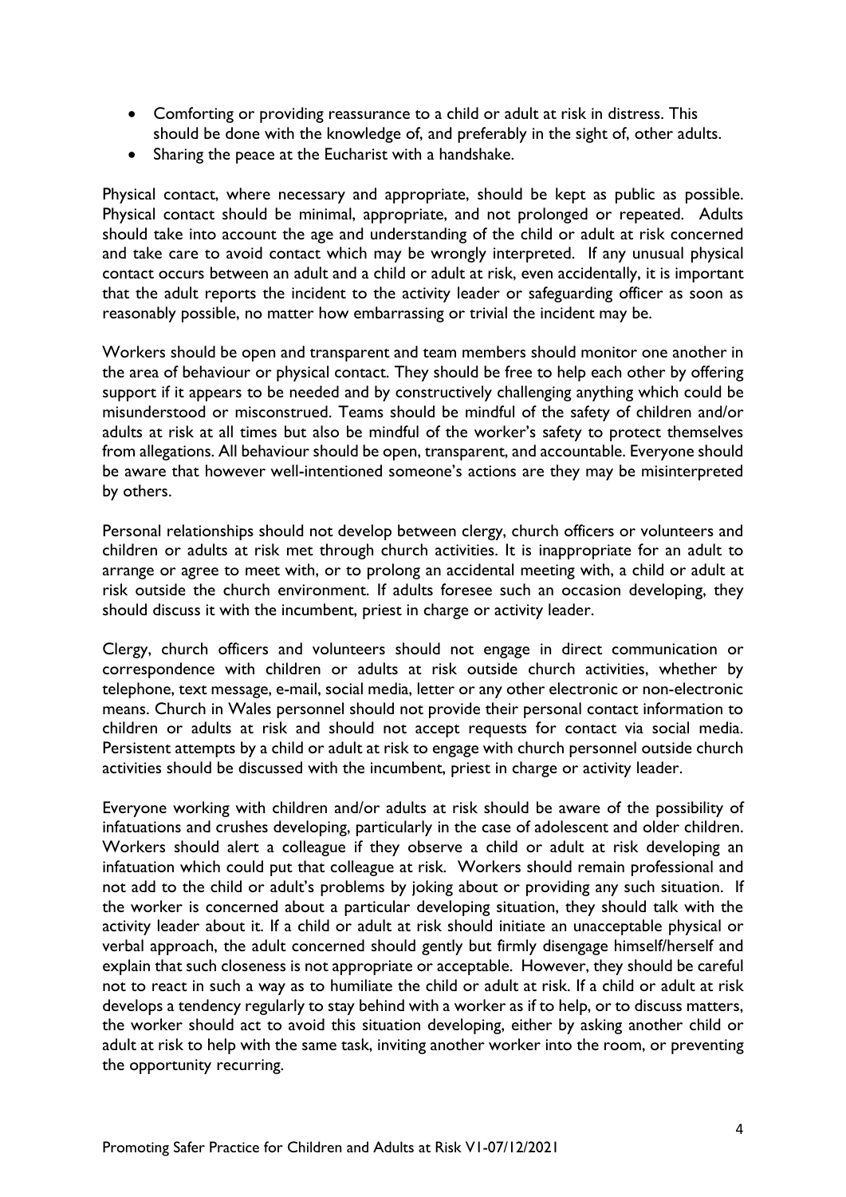- Comforting or providing reassurance to a child or adult at risk in distress. This should be done with the knowledge of, and preferably in the sight of, other adults.
- Sharing the peace at the Eucharist with a handshake.

Physical contact, where necessary and appropriate, should be kept as public as possible. Physical contact should be minimal, appropriate, and not prolonged or repeated. Adults should take into account the age and understanding of the child or adult at risk concerned and take care to avoid contact which may be wrongly interpreted. If any unusual physical contact occurs between an adult and a child or adult at risk, even accidentally, it is important that the adult reports the incident to the activity leader or safeguarding officer as soon as reasonably possible, no matter how embarrassing or trivial the incident may be.

Workers should be open and transparent and team members should monitor one another in the area of behaviour or physical contact. They should be free to help each other by offering support if it appears to be needed and by constructively challenging anything which could be misunderstood or misconstrued. Teams should be mindful of the safety of children and/or adults at risk at all times but also be mindful of the worker's safety to protect themselves from allegations. All behaviour should be open, transparent, and accountable. Everyone should be aware that however well-intentioned someone's actions are they may be misinterpreted by others.

Personal relationships should not develop between clergy, church officers or volunteers and children or adults at risk met through church activities. It is inappropriate for an adult to arrange or agree to meet with, or to prolong an accidental meeting with, a child or adult at risk outside the church environment. If adults foresee such an occasion developing, they should discuss it with the incumbent, priest in charge or activity leader.

Clergy, church officers and volunteers should not engage in direct communication or correspondence with children or adults at risk outside church activities, whether by telephone, text message, e-mail, social media, letter or any other electronic or non-electronic means. Church in Wales personnel should not provide their personal contact information to children or adults at risk and should not accept requests for contact via social media. Persistent attempts by a child or adult at risk to engage with church personnel outside church activities should be discussed with the incumbent, priest in charge or activity leader.

Everyone working with children and/or adults at risk should be aware of the possibility of infatuations and crushes developing, particularly in the case of adolescent and older children. Workers should alert a colleague if they observe a child or adult at risk developing an infatuation which could put that colleague at risk. Workers should remain professional and not add to the child or adult's problems by joking about or providing any such situation. If the worker is concerned about a particular developing situation, they should talk with the activity leader about it. If a child or adult at risk should initiate an unacceptable physical or verbal approach, the adult concerned should gently but firmly disengage himself/herself and explain that such closeness is not appropriate or acceptable. However, they should be careful not to react in such a way as to humiliate the child or adult at risk. If a child or adult at risk develops a tendency regularly to stay behind with a worker as if to help, or to discuss matters, the worker should act to avoid this situation developing, either by asking another child or adult at risk to help with the same task, inviting another worker into the room, or preventing the opportunity recurring.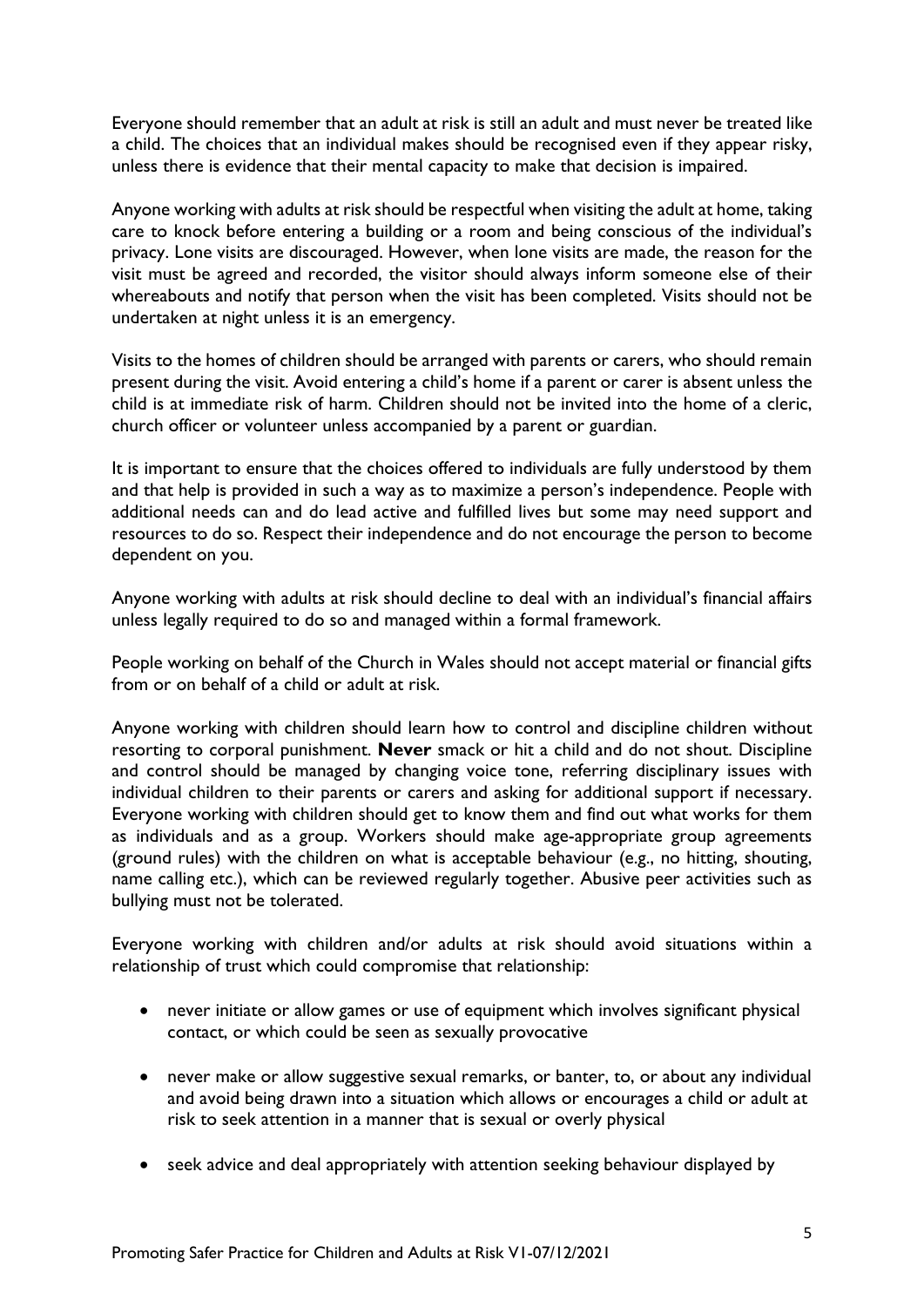Everyone should remember that an adult at risk is still an adult and must never be treated like a child. The choices that an individual makes should be recognised even if they appear risky, unless there is evidence that their mental capacity to make that decision is impaired.

Anyone working with adults at risk should be respectful when visiting the adult at home, taking care to knock before entering a building or a room and being conscious of the individual's privacy. Lone visits are discouraged. However, when lone visits are made, the reason for the visit must be agreed and recorded, the visitor should always inform someone else of their whereabouts and notify that person when the visit has been completed. Visits should not be undertaken at night unless it is an emergency.

Visits to the homes of children should be arranged with parents or carers, who should remain present during the visit. Avoid entering a child's home if a parent or carer is absent unless the child is at immediate risk of harm. Children should not be invited into the home of a cleric, church officer or volunteer unless accompanied by a parent or guardian.

It is important to ensure that the choices offered to individuals are fully understood by them and that help is provided in such a way as to maximize a person's independence. People with additional needs can and do lead active and fulfilled lives but some may need support and resources to do so. Respect their independence and do not encourage the person to become dependent on you.

Anyone working with adults at risk should decline to deal with an individual's financial affairs unless legally required to do so and managed within a formal framework.

People working on behalf of the Church in Wales should not accept material or financial gifts from or on behalf of a child or adult at risk.

Anyone working with children should learn how to control and discipline children without resorting to corporal punishment. **Never** smack or hit a child and do not shout. Discipline and control should be managed by changing voice tone, referring disciplinary issues with individual children to their parents or carers and asking for additional support if necessary. Everyone working with children should get to know them and find out what works for them as individuals and as a group. Workers should make age-appropriate group agreements (ground rules) with the children on what is acceptable behaviour (e.g., no hitting, shouting, name calling etc.), which can be reviewed regularly together. Abusive peer activities such as bullying must not be tolerated.

Everyone working with children and/or adults at risk should avoid situations within a relationship of trust which could compromise that relationship:

- never initiate or allow games or use of equipment which involves significant physical contact, or which could be seen as sexually provocative
- never make or allow suggestive sexual remarks, or banter, to, or about any individual and avoid being drawn into a situation which allows or encourages a child or adult at risk to seek attention in a manner that is sexual or overly physical
- seek advice and deal appropriately with attention seeking behaviour displayed by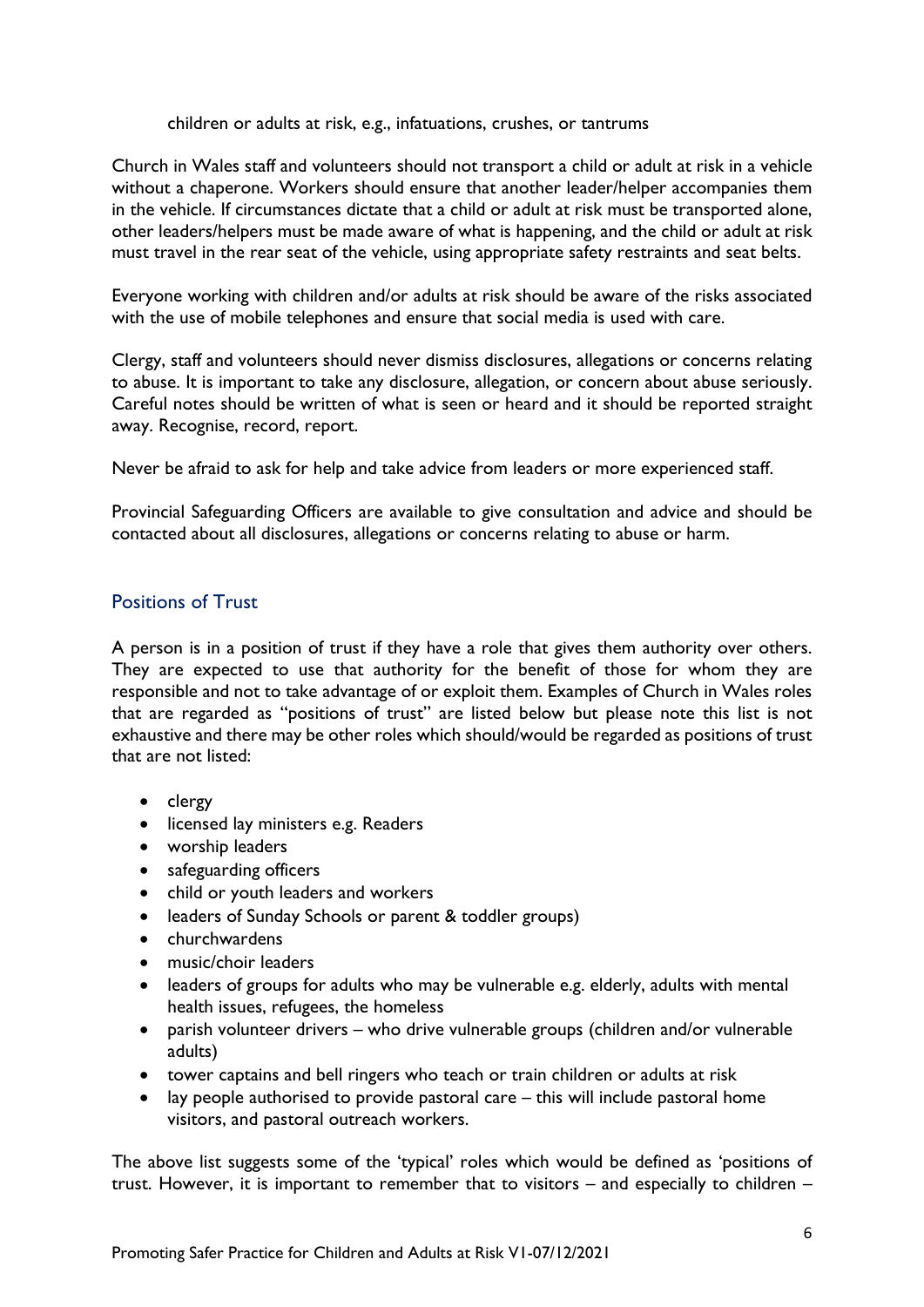children or adults at risk, e.g., infatuations, crushes, or tantrums

Church in Wales staff and volunteers should not transport a child or adult at risk in a vehicle without a chaperone. Workers should ensure that another leader/helper accompanies them in the vehicle. If circumstances dictate that a child or adult at risk must be transported alone, other leaders/helpers must be made aware of what is happening, and the child or adult at risk must travel in the rear seat of the vehicle, using appropriate safety restraints and seat belts.

Everyone working with children and/or adults at risk should be aware of the risks associated with the use of mobile telephones and ensure that social media is used with care.

Clergy, staff and volunteers should never dismiss disclosures, allegations or concerns relating to abuse. It is important to take any disclosure, allegation, or concern about abuse seriously. Careful notes should be written of what is seen or heard and it should be reported straight away. Recognise, record, report.

Never be afraid to ask for help and take advice from leaders or more experienced staff.

Provincial Safeguarding Officers are available to give consultation and advice and should be contacted about all disclosures, allegations or concerns relating to abuse or harm.

## Positions of Trust

A person is in a position of trust if they have a role that gives them authority over others. They are expected to use that authority for the benefit of those for whom they are responsible and not to take advantage of or exploit them. Examples of Church in Wales roles that are regarded as "positions of trust" are listed below but please note this list is not exhaustive and there may be other roles which should/would be regarded as positions of trust that are not listed:

- clergy
- licensed lay ministers e.g. Readers
- worship leaders
- safeguarding officers
- child or youth leaders and workers
- leaders of Sunday Schools or parent & toddler groups)
- churchwardens
- music/choir leaders
- leaders of groups for adults who may be vulnerable e.g. elderly, adults with mental health issues, refugees, the homeless
- parish volunteer drivers – who drive vulnerable groups (children and/or vulnerable adults)
- tower captains and bell ringers who teach or train children or adults at risk
- lay people authorised to provide pastoral care – this will include pastoral home visitors, and pastoral outreach workers.

The above list suggests some of the 'typical' roles which would be defined as 'positions of trust. However, it is important to remember that to visitors – and especially to children –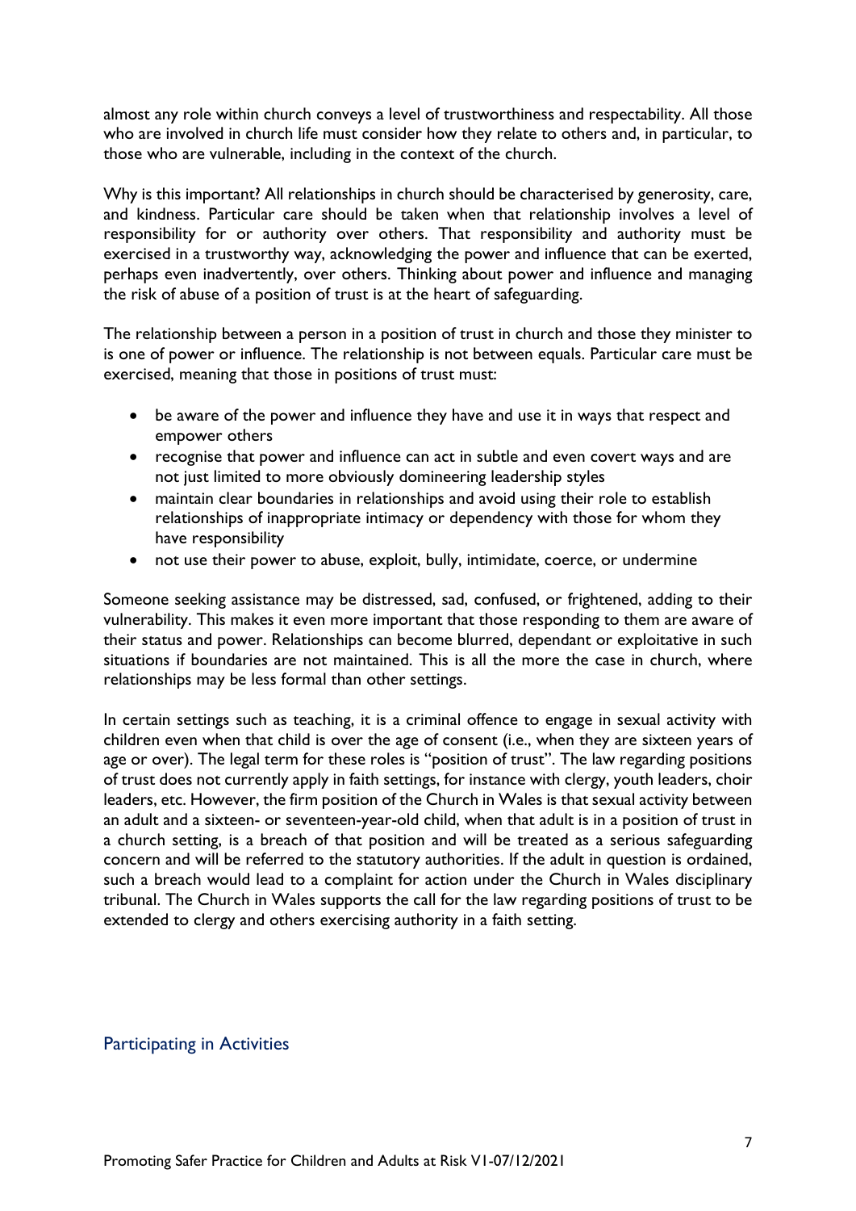almost any role within church conveys a level of trustworthiness and respectability. All those who are involved in church life must consider how they relate to others and, in particular, to those who are vulnerable, including in the context of the church.

Why is this important? All relationships in church should be characterised by generosity, care, and kindness. Particular care should be taken when that relationship involves a level of responsibility for or authority over others. That responsibility and authority must be exercised in a trustworthy way, acknowledging the power and influence that can be exerted, perhaps even inadvertently, over others. Thinking about power and influence and managing the risk of abuse of a position of trust is at the heart of safeguarding.

The relationship between a person in a position of trust in church and those they minister to is one of power or influence. The relationship is not between equals. Particular care must be exercised, meaning that those in positions of trust must:

- be aware of the power and influence they have and use it in ways that respect and empower others
- recognise that power and influence can act in subtle and even covert ways and are not just limited to more obviously domineering leadership styles
- maintain clear boundaries in relationships and avoid using their role to establish relationships of inappropriate intimacy or dependency with those for whom they have responsibility
- not use their power to abuse, exploit, bully, intimidate, coerce, or undermine

Someone seeking assistance may be distressed, sad, confused, or frightened, adding to their vulnerability. This makes it even more important that those responding to them are aware of their status and power. Relationships can become blurred, dependant or exploitative in such situations if boundaries are not maintained. This is all the more the case in church, where relationships may be less formal than other settings.

In certain settings such as teaching, it is a criminal offence to engage in sexual activity with children even when that child is over the age of consent (i.e., when they are sixteen years of age or over). The legal term for these roles is "position of trust". The law regarding positions of trust does not currently apply in faith settings, for instance with clergy, youth leaders, choir leaders, etc. However, the firm position of the Church in Wales is that sexual activity between an adult and a sixteen- or seventeen-year-old child, when that adult is in a position of trust in a church setting, is a breach of that position and will be treated as a serious safeguarding concern and will be referred to the statutory authorities. If the adult in question is ordained, such a breach would lead to a complaint for action under the Church in Wales disciplinary tribunal. The Church in Wales supports the call for the law regarding positions of trust to be extended to clergy and others exercising authority in a faith setting.

## Participating in Activities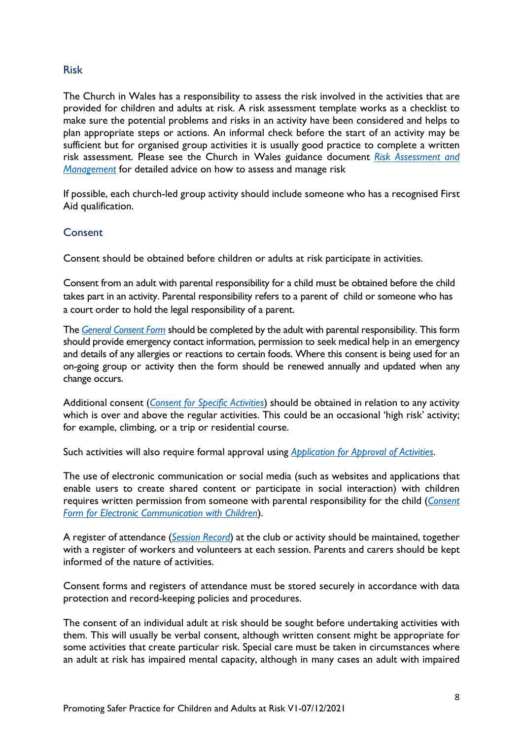## Risk

The Church in Wales has a responsibility to assess the risk involved in the activities that are provided for children and adults at risk. A risk assessment template works as a checklist to make sure the potential problems and risks in an activity have been considered and helps to plan appropriate steps or actions. An informal check before the start of an activity may be sufficient but for organised group activities it is usually good practice to complete a written risk assessment. Please see the Church in Wales guidance document *Risk Assessment and Management* for detailed advice on how to assess and manage risk

If possible, each church-led group activity should include someone who has a recognised First Aid qualification.

## Consent

Consent should be obtained before children or adults at risk participate in activities.

Consent from an adult with parental responsibility for a child must be obtained before the child takes part in an activity. Parental responsibility refers to a parent of child or someone who has a court order to hold the legal responsibility of a parent.

The *General Consent Form* should be completed by the adult with parental responsibility. This form should provide emergency contact information, permission to seek medical help in an emergency and details of any allergies or reactions to certain foods. Where this consent is being used for an on-going group or activity then the form should be renewed annually and updated when any change occurs.

Additional consent (*Consent for Specific Activities*) should be obtained in relation to any activity which is over and above the regular activities. This could be an occasional 'high risk' activity; for example, climbing, or a trip or residential course.

Such activities will also require formal approval using *Application for Approval of Activities*.

The use of electronic communication or social media (such as websites and applications that enable users to create shared content or participate in social interaction) with children requires written permission from someone with parental responsibility for the child (*Consent Form for Electronic Communication with Children*).

A register of attendance (*Session Record*) at the club or activity should be maintained, together with a register of workers and volunteers at each session. Parents and carers should be kept informed of the nature of activities.

Consent forms and registers of attendance must be stored securely in accordance with data protection and record-keeping policies and procedures.

The consent of an individual adult at risk should be sought before undertaking activities with them. This will usually be verbal consent, although written consent might be appropriate for some activities that create particular risk. Special care must be taken in circumstances where an adult at risk has impaired mental capacity, although in many cases an adult with impaired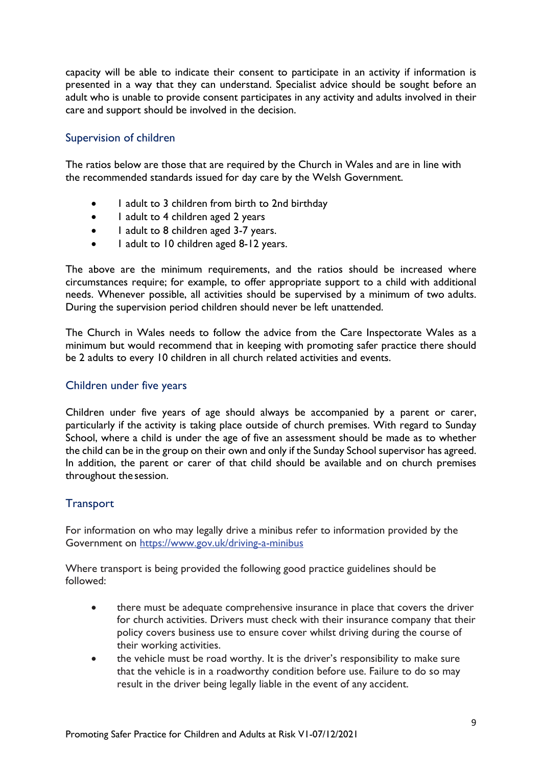capacity will be able to indicate their consent to participate in an activity if information is presented in a way that they can understand. Specialist advice should be sought before an adult who is unable to provide consent participates in any activity and adults involved in their care and support should be involved in the decision.

## Supervision of children

The ratios below are those that are required by the Church in Wales and are in line with the recommended standards issued for day care by the Welsh Government.

- 1 adult to 3 children from birth to 2nd birthday
- 1 adult to 4 children aged 2 years
- 1 adult to 8 children aged 3-7 years.
- 1 adult to 10 children aged 8-12 years.

The above are the minimum requirements, and the ratios should be increased where circumstances require; for example, to offer appropriate support to a child with additional needs. Whenever possible, all activities should be supervised by a minimum of two adults. During the supervision period children should never be left unattended.

The Church in Wales needs to follow the advice from the Care Inspectorate Wales as a minimum but would recommend that in keeping with promoting safer practice there should be 2 adults to every 10 children in all church related activities and events.

## Children under five years

Children under five years of age should always be accompanied by a parent or carer, particularly if the activity is taking place outside of church premises. With regard to Sunday School, where a child is under the age of five an assessment should be made as to whether the child can be in the group on their own and only if the Sunday School supervisor has agreed. In addition, the parent or carer of that child should be available and on church premises throughout the session.

## Transport

For information on who may legally drive a minibus refer to information provided by the Government on https://www.gov.uk/driving-a-minibus

Where transport is being provided the following good practice guidelines should be followed:

- there must be adequate comprehensive insurance in place that covers the driver for church activities. Drivers must check with their insurance company that their policy covers business use to ensure cover whilst driving during the course of their working activities.
- the vehicle must be road worthy. It is the driver's responsibility to make sure that the vehicle is in a roadworthy condition before use. Failure to do so may result in the driver being legally liable in the event of any accident.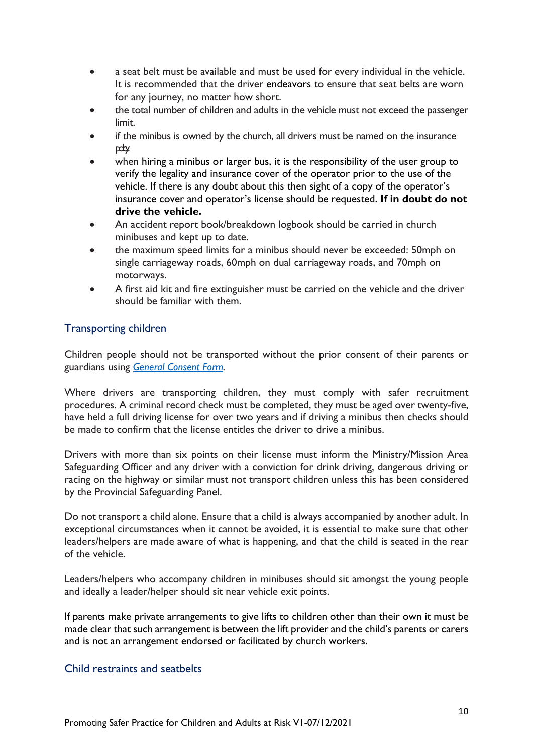- a seat belt must be available and must be used for every individual in the vehicle. It is recommended that the driver endeavors to ensure that seat belts are worn for any journey, no matter how short.
- the total number of children and adults in the vehicle must not exceed the passenger limit.
- if the minibus is owned by the church, all drivers must be named on the insurance policy.
- when hiring a minibus or larger bus, it is the responsibility of the user group to verify the legality and insurance cover of the operator prior to the use of the vehicle. If there is any doubt about this then sight of a copy of the operator's insurance cover and operator's license should be requested. **If in doubt do not drive the vehicle.**
- An accident report book/breakdown logbook should be carried in church minibuses and kept up to date.
- the maximum speed limits for a minibus should never be exceeded: 50mph on single carriageway roads, 60mph on dual carriageway roads, and 70mph on motorways.
- A first aid kit and fire extinguisher must be carried on the vehicle and the driver should be familiar with them.

## Transporting children

Children people should not be transported without the prior consent of their parents or guardians using *General Consent Form*.

Where drivers are transporting children, they must comply with safer recruitment procedures. A criminal record check must be completed, they must be aged over twenty-five, have held a full driving license for over two years and if driving a minibus then checks should be made to confirm that the license entitles the driver to drive a minibus.

Drivers with more than six points on their license must inform the Ministry/Mission Area Safeguarding Officer and any driver with a conviction for drink driving, dangerous driving or racing on the highway or similar must not transport children unless this has been considered by the Provincial Safeguarding Panel.

Do not transport a child alone. Ensure that a child is always accompanied by another adult. In exceptional circumstances when it cannot be avoided, it is essential to make sure that other leaders/helpers are made aware of what is happening, and that the child is seated in the rear of the vehicle.

Leaders/helpers who accompany children in minibuses should sit amongst the young people and ideally a leader/helper should sit near vehicle exit points.

If parents make private arrangements to give lifts to children other than their own it must be made clear that such arrangement is between the lift provider and the child's parents or carers and is not an arrangement endorsed or facilitated by church workers.

## Child restraints and seatbelts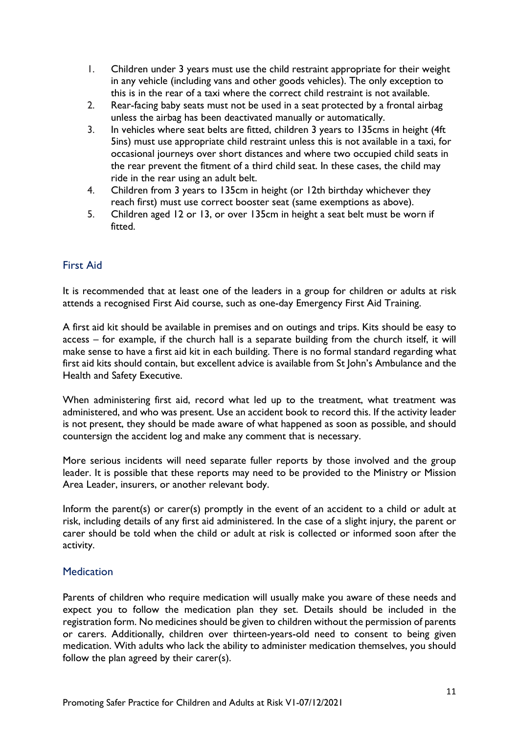1. Children under 3 years must use the child restraint appropriate for their weight in any vehicle (including vans and other goods vehicles). The only exception to this is in the rear of a taxi where the correct child restraint is not available.
2. Rear-facing baby seats must not be used in a seat protected by a frontal airbag unless the airbag has been deactivated manually or automatically.
3. In vehicles where seat belts are fitted, children 3 years to 135cms in height (4ft 5ins) must use appropriate child restraint unless this is not available in a taxi, for occasional journeys over short distances and where two occupied child seats in the rear prevent the fitment of a third child seat. In these cases, the child may ride in the rear using an adult belt.
4. Children from 3 years to 135cm in height (or 12th birthday whichever they reach first) must use correct booster seat (same exemptions as above).
5. Children aged 12 or 13, or over 135cm in height a seat belt must be worn if fitted.

## First Aid

It is recommended that at least one of the leaders in a group for children or adults at risk attends a recognised First Aid course, such as one-day Emergency First Aid Training.

A first aid kit should be available in premises and on outings and trips. Kits should be easy to access – for example, if the church hall is a separate building from the church itself, it will make sense to have a first aid kit in each building. There is no formal standard regarding what first aid kits should contain, but excellent advice is available from St John's Ambulance and the Health and Safety Executive.

When administering first aid, record what led up to the treatment, what treatment was administered, and who was present. Use an accident book to record this. If the activity leader is not present, they should be made aware of what happened as soon as possible, and should countersign the accident log and make any comment that is necessary.

More serious incidents will need separate fuller reports by those involved and the group leader. It is possible that these reports may need to be provided to the Ministry or Mission Area Leader, insurers, or another relevant body.

Inform the parent(s) or carer(s) promptly in the event of an accident to a child or adult at risk, including details of any first aid administered. In the case of a slight injury, the parent or carer should be told when the child or adult at risk is collected or informed soon after the activity.

## Medication

Parents of children who require medication will usually make you aware of these needs and expect you to follow the medication plan they set. Details should be included in the registration form. No medicines should be given to children without the permission of parents or carers. Additionally, children over thirteen-years-old need to consent to being given medication. With adults who lack the ability to administer medication themselves, you should follow the plan agreed by their carer(s).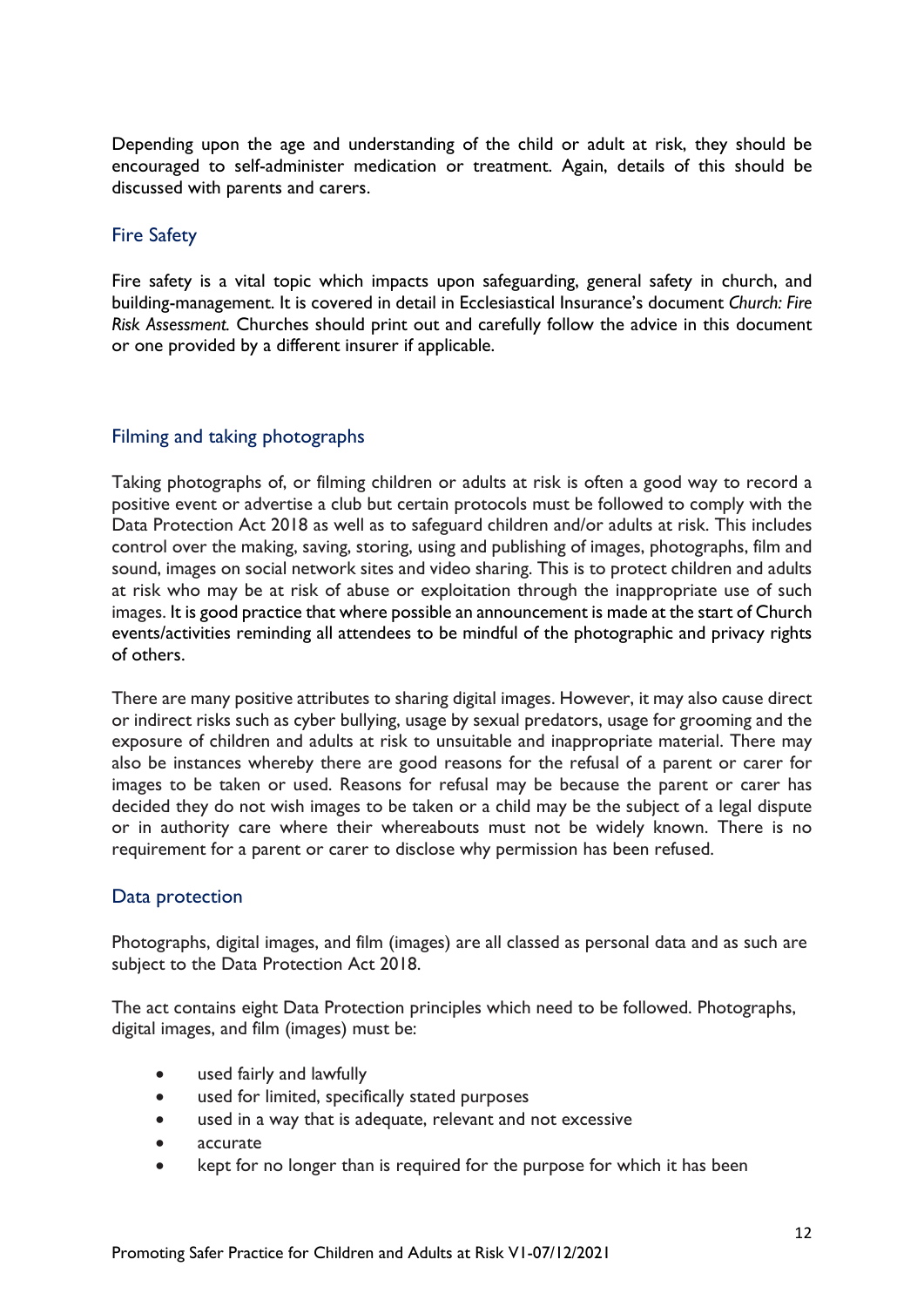Depending upon the age and understanding of the child or adult at risk, they should be encouraged to self-administer medication or treatment. Again, details of this should be discussed with parents and carers.

## Fire Safety

Fire safety is a vital topic which impacts upon safeguarding, general safety in church, and building-management. It is covered in detail in Ecclesiastical Insurance's document *Church: Fire Risk Assessment.* Churches should print out and carefully follow the advice in this document or one provided by a different insurer if applicable.

## Filming and taking photographs

Taking photographs of, or filming children or adults at risk is often a good way to record a positive event or advertise a club but certain protocols must be followed to comply with the Data Protection Act 2018 as well as to safeguard children and/or adults at risk. This includes control over the making, saving, storing, using and publishing of images, photographs, film and sound, images on social network sites and video sharing. This is to protect children and adults at risk who may be at risk of abuse or exploitation through the inappropriate use of such images. It is good practice that where possible an announcement is made at the start of Church events/activities reminding all attendees to be mindful of the photographic and privacy rights of others.

There are many positive attributes to sharing digital images. However, it may also cause direct or indirect risks such as cyber bullying, usage by sexual predators, usage for grooming and the exposure of children and adults at risk to unsuitable and inappropriate material. There may also be instances whereby there are good reasons for the refusal of a parent or carer for images to be taken or used. Reasons for refusal may be because the parent or carer has decided they do not wish images to be taken or a child may be the subject of a legal dispute or in authority care where their whereabouts must not be widely known. There is no requirement for a parent or carer to disclose why permission has been refused.

## Data protection

Photographs, digital images, and film (images) are all classed as personal data and as such are subject to the Data Protection Act 2018.

The act contains eight Data Protection principles which need to be followed. Photographs, digital images, and film (images) must be:

- used fairly and lawfully
- used for limited, specifically stated purposes
- used in a way that is adequate, relevant and not excessive
- accurate
- kept for no longer than is required for the purpose for which it has been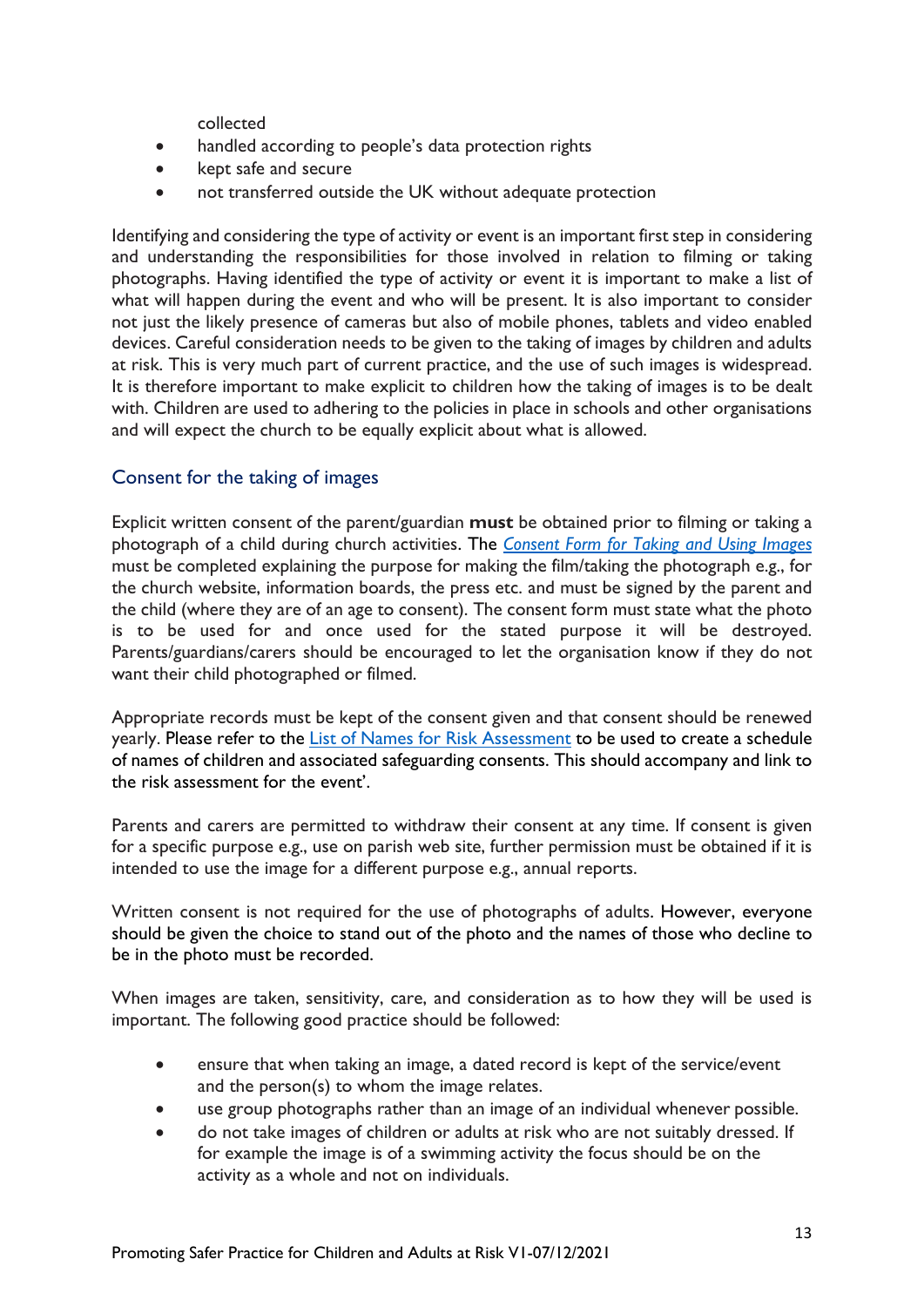collected

- handled according to people's data protection rights
- kept safe and secure
- not transferred outside the UK without adequate protection

Identifying and considering the type of activity or event is an important first step in considering and understanding the responsibilities for those involved in relation to filming or taking photographs. Having identified the type of activity or event it is important to make a list of what will happen during the event and who will be present. It is also important to consider not just the likely presence of cameras but also of mobile phones, tablets and video enabled devices. Careful consideration needs to be given to the taking of images by children and adults at risk. This is very much part of current practice, and the use of such images is widespread. It is therefore important to make explicit to children how the taking of images is to be dealt with. Children are used to adhering to the policies in place in schools and other organisations and will expect the church to be equally explicit about what is allowed.

## Consent for the taking of images

Explicit written consent of the parent/guardian **must** be obtained prior to filming or taking a photograph of a child during church activities. The *Consent Form for Taking and Using Images* must be completed explaining the purpose for making the film/taking the photograph e.g., for the church website, information boards, the press etc. and must be signed by the parent and the child (where they are of an age to consent). The consent form must state what the photo is to be used for and once used for the stated purpose it will be destroyed. Parents/guardians/carers should be encouraged to let the organisation know if they do not want their child photographed or filmed.

Appropriate records must be kept of the consent given and that consent should be renewed yearly. Please refer to the List of Names for Risk Assessment to be used to create a schedule of names of children and associated safeguarding consents. This should accompany and link to the risk assessment for the event'.

Parents and carers are permitted to withdraw their consent at any time. If consent is given for a specific purpose e.g., use on parish web site, further permission must be obtained if it is intended to use the image for a different purpose e.g., annual reports.

Written consent is not required for the use of photographs of adults. However, everyone should be given the choice to stand out of the photo and the names of those who decline to be in the photo must be recorded.

When images are taken, sensitivity, care, and consideration as to how they will be used is important. The following good practice should be followed:

- ensure that when taking an image, a dated record is kept of the service/event and the person(s) to whom the image relates.
- use group photographs rather than an image of an individual whenever possible.
- do not take images of children or adults at risk who are not suitably dressed. If for example the image is of a swimming activity the focus should be on the activity as a whole and not on individuals.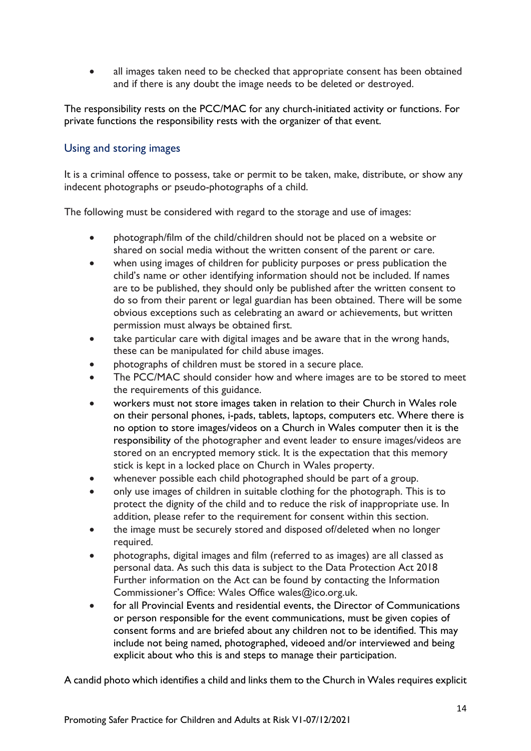- all images taken need to be checked that appropriate consent has been obtained and if there is any doubt the image needs to be deleted or destroyed.

The responsibility rests on the PCC/MAC for any church-initiated activity or functions. For private functions the responsibility rests with the organizer of that event.

## Using and storing images

It is a criminal offence to possess, take or permit to be taken, make, distribute, or show any indecent photographs or pseudo-photographs of a child.

The following must be considered with regard to the storage and use of images:

- photograph/film of the child/children should not be placed on a website or shared on social media without the written consent of the parent or care.
- when using images of children for publicity purposes or press publication the child's name or other identifying information should not be included. If names are to be published, they should only be published after the written consent to do so from their parent or legal guardian has been obtained. There will be some obvious exceptions such as celebrating an award or achievements, but written permission must always be obtained first.
- take particular care with digital images and be aware that in the wrong hands, these can be manipulated for child abuse images.
- photographs of children must be stored in a secure place.
- The PCC/MAC should consider how and where images are to be stored to meet the requirements of this guidance.
- workers must not store images taken in relation to their Church in Wales role on their personal phones, i-pads, tablets, laptops, computers etc. Where there is no option to store images/videos on a Church in Wales computer then it is the responsibility of the photographer and event leader to ensure images/videos are stored on an encrypted memory stick. It is the expectation that this memory stick is kept in a locked place on Church in Wales property.
- whenever possible each child photographed should be part of a group.
- only use images of children in suitable clothing for the photograph. This is to protect the dignity of the child and to reduce the risk of inappropriate use. In addition, please refer to the requirement for consent within this section.
- the image must be securely stored and disposed of/deleted when no longer required.
- photographs, digital images and film (referred to as images) are all classed as personal data. As such this data is subject to the Data Protection Act 2018 Further information on the Act can be found by contacting the Information Commissioner's Office: Wales Office wales@ico.org.uk.
- for all Provincial Events and residential events, the Director of Communications or person responsible for the event communications, must be given copies of consent forms and are briefed about any children not to be identified. This may include not being named, photographed, videoed and/or interviewed and being explicit about who this is and steps to manage their participation.

A candid photo which identifies a child and links them to the Church in Wales requires explicit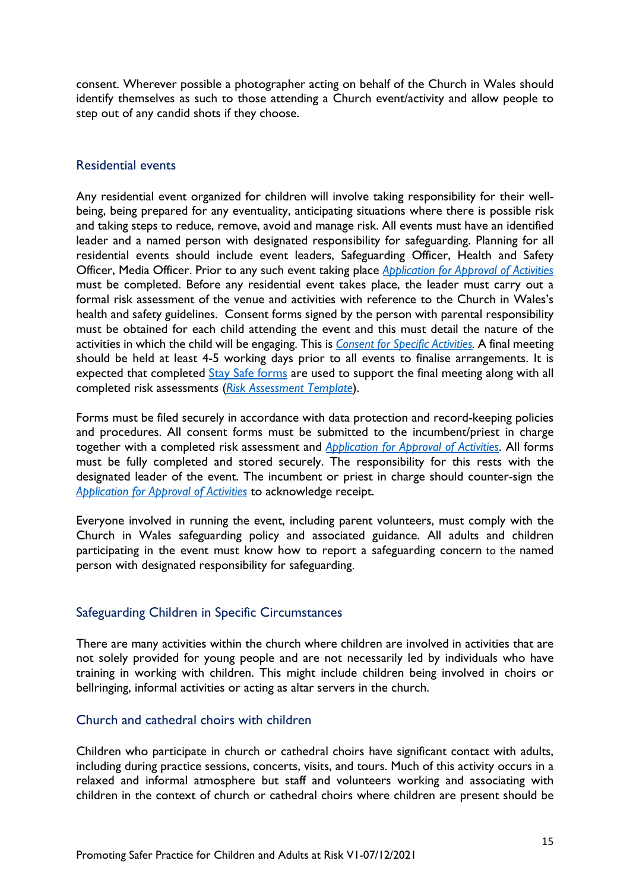consent. Wherever possible a photographer acting on behalf of the Church in Wales should identify themselves as such to those attending a Church event/activity and allow people to step out of any candid shots if they choose.

## Residential events

Any residential event organized for children will involve taking responsibility for their well-being, being prepared for any eventuality, anticipating situations where there is possible risk and taking steps to reduce, remove, avoid and manage risk. All events must have an identified leader and a named person with designated responsibility for safeguarding. Planning for all residential events should include event leaders, Safeguarding Officer, Health and Safety Officer, Media Officer. Prior to any such event taking place *Application for Approval of Activities* must be completed. Before any residential event takes place, the leader must carry out a formal risk assessment of the venue and activities with reference to the Church in Wales's health and safety guidelines. Consent forms signed by the person with parental responsibility must be obtained for each child attending the event and this must detail the nature of the activities in which the child will be engaging. This is *Consent for Specific Activities*. A final meeting should be held at least 4-5 working days prior to all events to finalise arrangements. It is expected that completed Stay Safe forms are used to support the final meeting along with all completed risk assessments (*Risk Assessment Template*).

Forms must be filed securely in accordance with data protection and record-keeping policies and procedures. All consent forms must be submitted to the incumbent/priest in charge together with a completed risk assessment and *Application for Approval of Activities*. All forms must be fully completed and stored securely. The responsibility for this rests with the designated leader of the event. The incumbent or priest in charge should counter-sign the *Application for Approval of Activities* to acknowledge receipt.

Everyone involved in running the event, including parent volunteers, must comply with the Church in Wales safeguarding policy and associated guidance. All adults and children participating in the event must know how to report a safeguarding concern to the named person with designated responsibility for safeguarding.

## Safeguarding Children in Specific Circumstances

There are many activities within the church where children are involved in activities that are not solely provided for young people and are not necessarily led by individuals who have training in working with children. This might include children being involved in choirs or bellringing, informal activities or acting as altar servers in the church.

## Church and cathedral choirs with children

Children who participate in church or cathedral choirs have significant contact with adults, including during practice sessions, concerts, visits, and tours. Much of this activity occurs in a relaxed and informal atmosphere but staff and volunteers working and associating with children in the context of church or cathedral choirs where children are present should be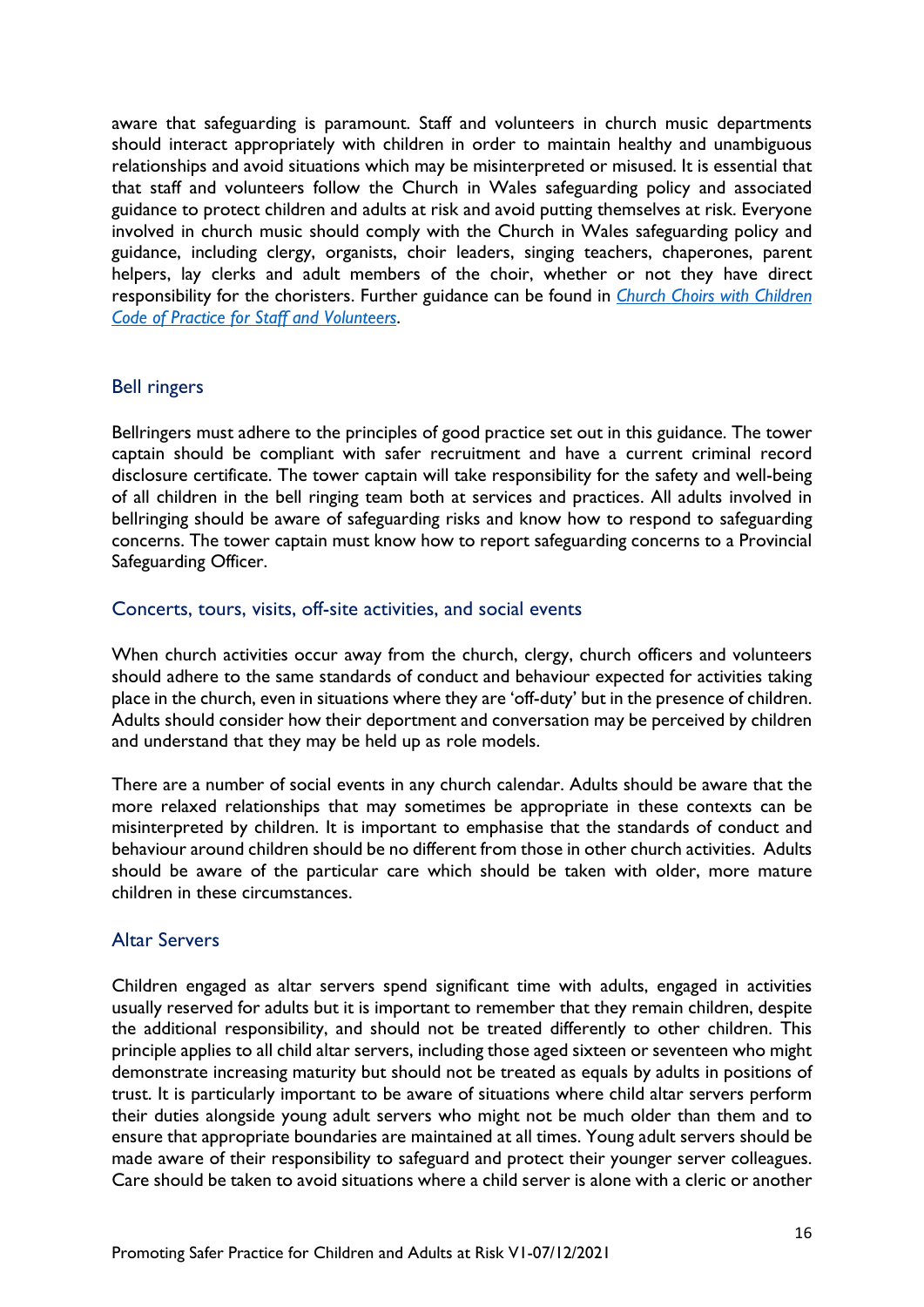aware that safeguarding is paramount. Staff and volunteers in church music departments should interact appropriately with children in order to maintain healthy and unambiguous relationships and avoid situations which may be misinterpreted or misused. It is essential that that staff and volunteers follow the Church in Wales safeguarding policy and associated guidance to protect children and adults at risk and avoid putting themselves at risk. Everyone involved in church music should comply with the Church in Wales safeguarding policy and guidance, including clergy, organists, choir leaders, singing teachers, chaperones, parent helpers, lay clerks and adult members of the choir, whether or not they have direct responsibility for the choristers. Further guidance can be found in *Church Choirs with Children Code of Practice for Staff and Volunteers*.

## Bell ringers

Bellringers must adhere to the principles of good practice set out in this guidance. The tower captain should be compliant with safer recruitment and have a current criminal record disclosure certificate. The tower captain will take responsibility for the safety and well-being of all children in the bell ringing team both at services and practices. All adults involved in bellringing should be aware of safeguarding risks and know how to respond to safeguarding concerns. The tower captain must know how to report safeguarding concerns to a Provincial Safeguarding Officer.

## Concerts, tours, visits, off-site activities, and social events

When church activities occur away from the church, clergy, church officers and volunteers should adhere to the same standards of conduct and behaviour expected for activities taking place in the church, even in situations where they are 'off-duty' but in the presence of children. Adults should consider how their deportment and conversation may be perceived by children and understand that they may be held up as role models.

There are a number of social events in any church calendar. Adults should be aware that the more relaxed relationships that may sometimes be appropriate in these contexts can be misinterpreted by children. It is important to emphasise that the standards of conduct and behaviour around children should be no different from those in other church activities. Adults should be aware of the particular care which should be taken with older, more mature children in these circumstances.

## Altar Servers

Children engaged as altar servers spend significant time with adults, engaged in activities usually reserved for adults but it is important to remember that they remain children, despite the additional responsibility, and should not be treated differently to other children. This principle applies to all child altar servers, including those aged sixteen or seventeen who might demonstrate increasing maturity but should not be treated as equals by adults in positions of trust. It is particularly important to be aware of situations where child altar servers perform their duties alongside young adult servers who might not be much older than them and to ensure that appropriate boundaries are maintained at all times. Young adult servers should be made aware of their responsibility to safeguard and protect their younger server colleagues. Care should be taken to avoid situations where a child server is alone with a cleric or another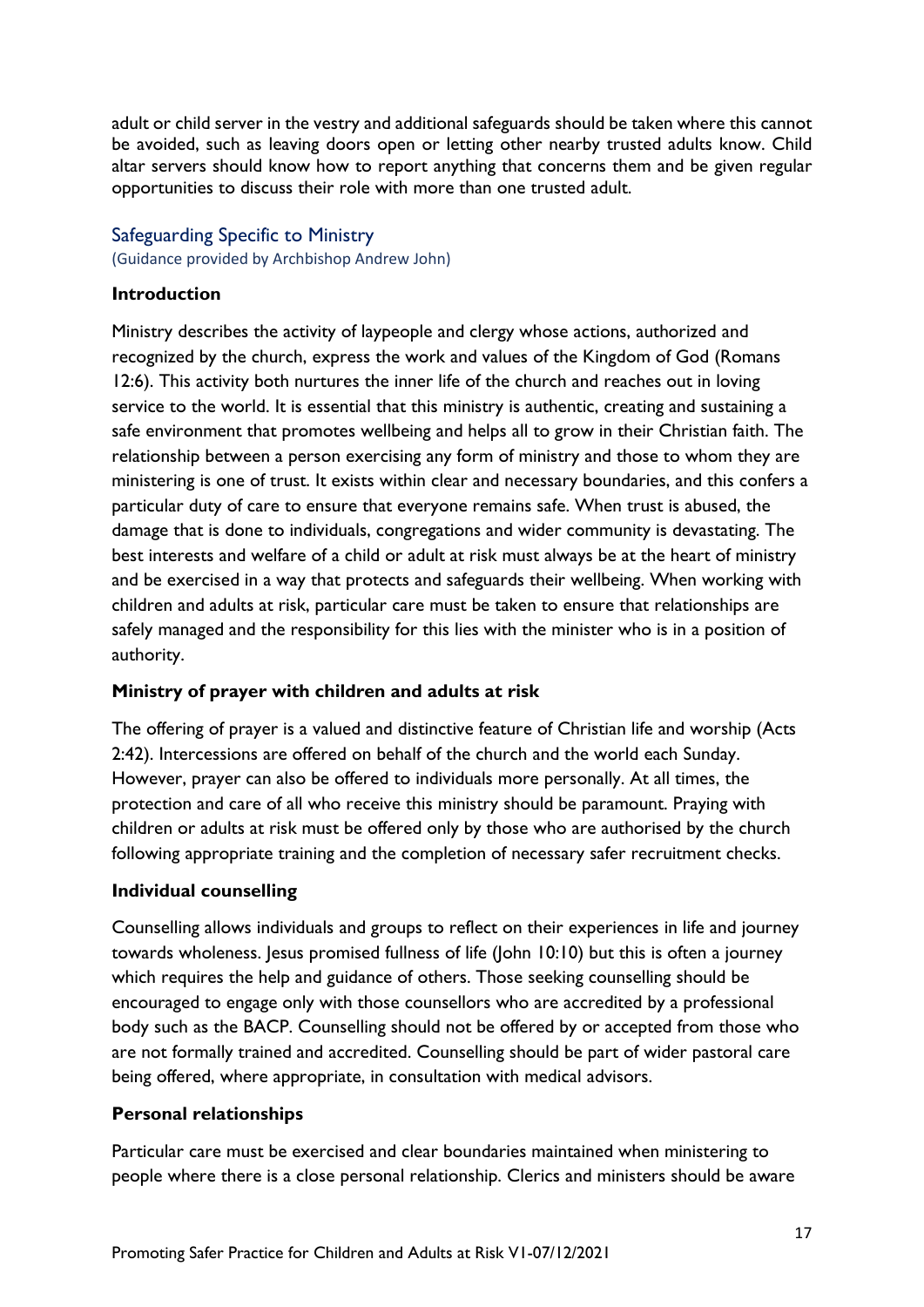adult or child server in the vestry and additional safeguards should be taken where this cannot be avoided, such as leaving doors open or letting other nearby trusted adults know. Child altar servers should know how to report anything that concerns them and be given regular opportunities to discuss their role with more than one trusted adult.

## Safeguarding Specific to Ministry

(Guidance provided by Archbishop Andrew John)

### Introduction

Ministry describes the activity of laypeople and clergy whose actions, authorized and recognized by the church, express the work and values of the Kingdom of God (Romans 12:6). This activity both nurtures the inner life of the church and reaches out in loving service to the world. It is essential that this ministry is authentic, creating and sustaining a safe environment that promotes wellbeing and helps all to grow in their Christian faith. The relationship between a person exercising any form of ministry and those to whom they are ministering is one of trust. It exists within clear and necessary boundaries, and this confers a particular duty of care to ensure that everyone remains safe. When trust is abused, the damage that is done to individuals, congregations and wider community is devastating. The best interests and welfare of a child or adult at risk must always be at the heart of ministry and be exercised in a way that protects and safeguards their wellbeing. When working with children and adults at risk, particular care must be taken to ensure that relationships are safely managed and the responsibility for this lies with the minister who is in a position of authority.

### Ministry of prayer with children and adults at risk

The offering of prayer is a valued and distinctive feature of Christian life and worship (Acts 2:42). Intercessions are offered on behalf of the church and the world each Sunday. However, prayer can also be offered to individuals more personally. At all times, the protection and care of all who receive this ministry should be paramount. Praying with children or adults at risk must be offered only by those who are authorised by the church following appropriate training and the completion of necessary safer recruitment checks.

### Individual counselling

Counselling allows individuals and groups to reflect on their experiences in life and journey towards wholeness. Jesus promised fullness of life (John 10:10) but this is often a journey which requires the help and guidance of others. Those seeking counselling should be encouraged to engage only with those counsellors who are accredited by a professional body such as the BACP. Counselling should not be offered by or accepted from those who are not formally trained and accredited. Counselling should be part of wider pastoral care being offered, where appropriate, in consultation with medical advisors.

### Personal relationships

Particular care must be exercised and clear boundaries maintained when ministering to people where there is a close personal relationship. Clerics and ministers should be aware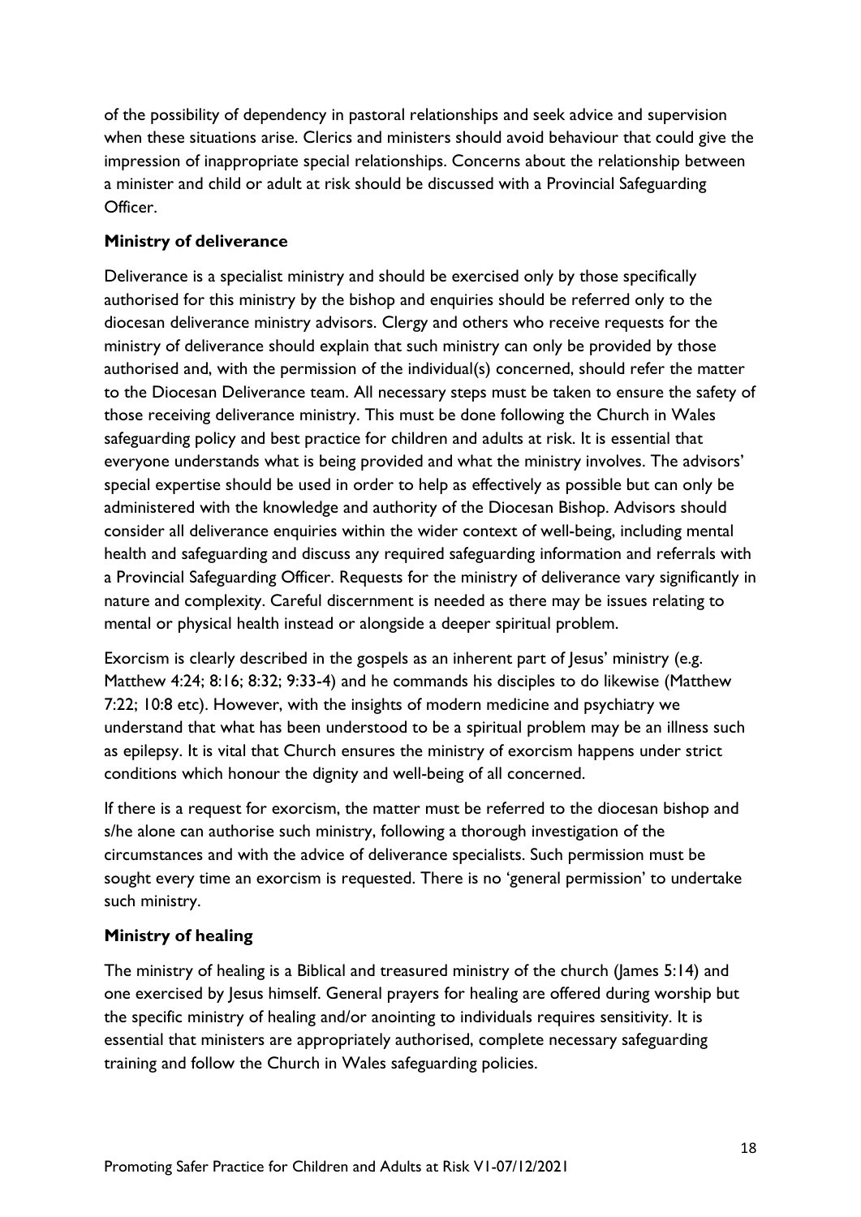of the possibility of dependency in pastoral relationships and seek advice and supervision when these situations arise. Clerics and ministers should avoid behaviour that could give the impression of inappropriate special relationships. Concerns about the relationship between a minister and child or adult at risk should be discussed with a Provincial Safeguarding Officer.

**Ministry of deliverance**

Deliverance is a specialist ministry and should be exercised only by those specifically authorised for this ministry by the bishop and enquiries should be referred only to the diocesan deliverance ministry advisors. Clergy and others who receive requests for the ministry of deliverance should explain that such ministry can only be provided by those authorised and, with the permission of the individual(s) concerned, should refer the matter to the Diocesan Deliverance team. All necessary steps must be taken to ensure the safety of those receiving deliverance ministry. This must be done following the Church in Wales safeguarding policy and best practice for children and adults at risk. It is essential that everyone understands what is being provided and what the ministry involves. The advisors' special expertise should be used in order to help as effectively as possible but can only be administered with the knowledge and authority of the Diocesan Bishop. Advisors should consider all deliverance enquiries within the wider context of well-being, including mental health and safeguarding and discuss any required safeguarding information and referrals with a Provincial Safeguarding Officer. Requests for the ministry of deliverance vary significantly in nature and complexity. Careful discernment is needed as there may be issues relating to mental or physical health instead or alongside a deeper spiritual problem.

Exorcism is clearly described in the gospels as an inherent part of Jesus' ministry (e.g. Matthew 4:24; 8:16; 8:32; 9:33-4) and he commands his disciples to do likewise (Matthew 7:22; 10:8 etc). However, with the insights of modern medicine and psychiatry we understand that what has been understood to be a spiritual problem may be an illness such as epilepsy. It is vital that Church ensures the ministry of exorcism happens under strict conditions which honour the dignity and well-being of all concerned.

If there is a request for exorcism, the matter must be referred to the diocesan bishop and s/he alone can authorise such ministry, following a thorough investigation of the circumstances and with the advice of deliverance specialists. Such permission must be sought every time an exorcism is requested. There is no 'general permission' to undertake such ministry.

**Ministry of healing**

The ministry of healing is a Biblical and treasured ministry of the church (James 5:14) and one exercised by Jesus himself. General prayers for healing are offered during worship but the specific ministry of healing and/or anointing to individuals requires sensitivity. It is essential that ministers are appropriately authorised, complete necessary safeguarding training and follow the Church in Wales safeguarding policies.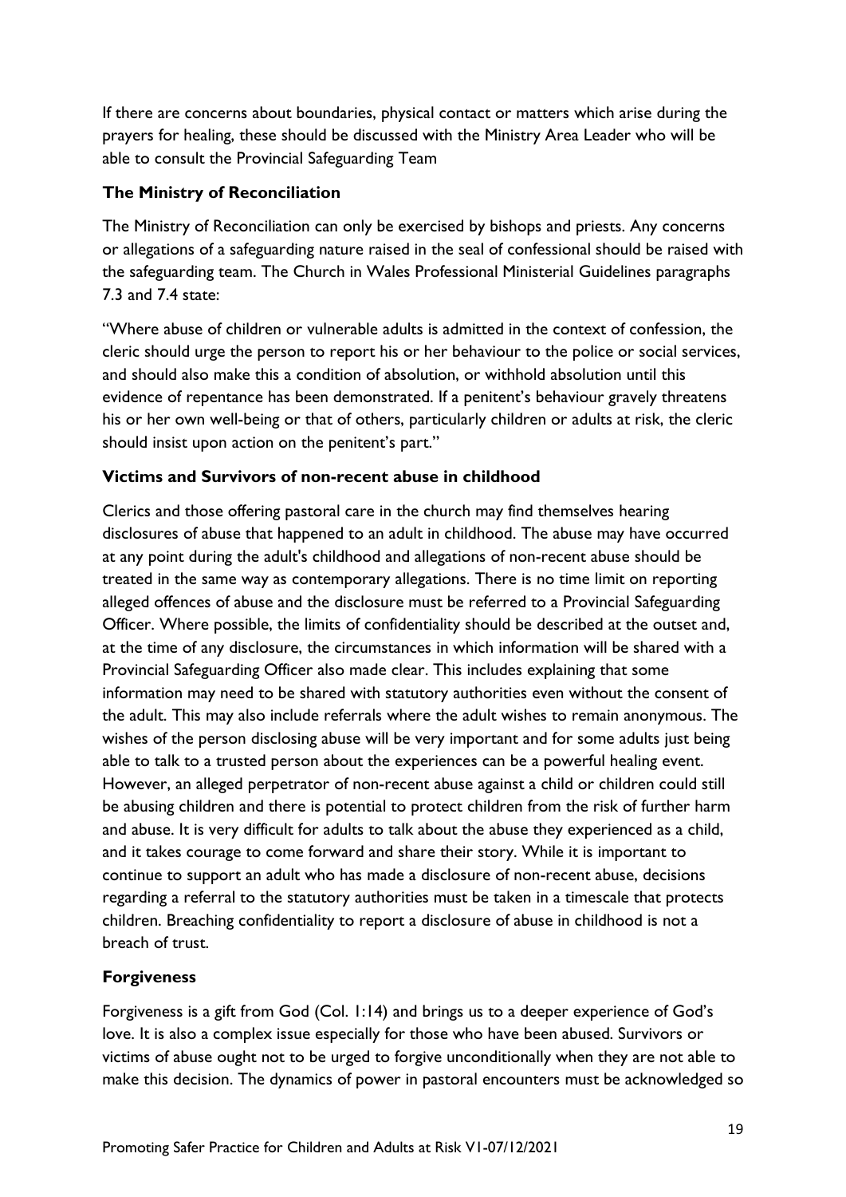If there are concerns about boundaries, physical contact or matters which arise during the prayers for healing, these should be discussed with the Ministry Area Leader who will be able to consult the Provincial Safeguarding Team

### The Ministry of Reconciliation

The Ministry of Reconciliation can only be exercised by bishops and priests. Any concerns or allegations of a safeguarding nature raised in the seal of confessional should be raised with the safeguarding team. The Church in Wales Professional Ministerial Guidelines paragraphs 7.3 and 7.4 state:

"Where abuse of children or vulnerable adults is admitted in the context of confession, the cleric should urge the person to report his or her behaviour to the police or social services, and should also make this a condition of absolution, or withhold absolution until this evidence of repentance has been demonstrated. If a penitent's behaviour gravely threatens his or her own well-being or that of others, particularly children or adults at risk, the cleric should insist upon action on the penitent's part."

### Victims and Survivors of non-recent abuse in childhood

Clerics and those offering pastoral care in the church may find themselves hearing disclosures of abuse that happened to an adult in childhood. The abuse may have occurred at any point during the adult's childhood and allegations of non-recent abuse should be treated in the same way as contemporary allegations. There is no time limit on reporting alleged offences of abuse and the disclosure must be referred to a Provincial Safeguarding Officer. Where possible, the limits of confidentiality should be described at the outset and, at the time of any disclosure, the circumstances in which information will be shared with a Provincial Safeguarding Officer also made clear. This includes explaining that some information may need to be shared with statutory authorities even without the consent of the adult. This may also include referrals where the adult wishes to remain anonymous. The wishes of the person disclosing abuse will be very important and for some adults just being able to talk to a trusted person about the experiences can be a powerful healing event. However, an alleged perpetrator of non-recent abuse against a child or children could still be abusing children and there is potential to protect children from the risk of further harm and abuse. It is very difficult for adults to talk about the abuse they experienced as a child, and it takes courage to come forward and share their story. While it is important to continue to support an adult who has made a disclosure of non-recent abuse, decisions regarding a referral to the statutory authorities must be taken in a timescale that protects children. Breaching confidentiality to report a disclosure of abuse in childhood is not a breach of trust.

### Forgiveness

Forgiveness is a gift from God (Col. 1:14) and brings us to a deeper experience of God's love. It is also a complex issue especially for those who have been abused. Survivors or victims of abuse ought not to be urged to forgive unconditionally when they are not able to make this decision. The dynamics of power in pastoral encounters must be acknowledged so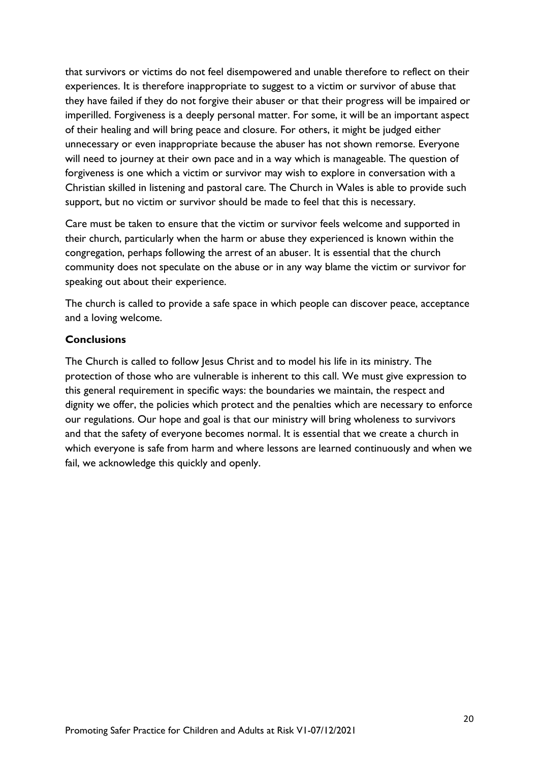that survivors or victims do not feel disempowered and unable therefore to reflect on their experiences. It is therefore inappropriate to suggest to a victim or survivor of abuse that they have failed if they do not forgive their abuser or that their progress will be impaired or imperilled. Forgiveness is a deeply personal matter. For some, it will be an important aspect of their healing and will bring peace and closure. For others, it might be judged either unnecessary or even inappropriate because the abuser has not shown remorse. Everyone will need to journey at their own pace and in a way which is manageable. The question of forgiveness is one which a victim or survivor may wish to explore in conversation with a Christian skilled in listening and pastoral care. The Church in Wales is able to provide such support, but no victim or survivor should be made to feel that this is necessary.

Care must be taken to ensure that the victim or survivor feels welcome and supported in their church, particularly when the harm or abuse they experienced is known within the congregation, perhaps following the arrest of an abuser. It is essential that the church community does not speculate on the abuse or in any way blame the victim or survivor for speaking out about their experience.

The church is called to provide a safe space in which people can discover peace, acceptance and a loving welcome.

**Conclusions**

The Church is called to follow Jesus Christ and to model his life in its ministry. The protection of those who are vulnerable is inherent to this call. We must give expression to this general requirement in specific ways: the boundaries we maintain, the respect and dignity we offer, the policies which protect and the penalties which are necessary to enforce our regulations. Our hope and goal is that our ministry will bring wholeness to survivors and that the safety of everyone becomes normal. It is essential that we create a church in which everyone is safe from harm and where lessons are learned continuously and when we fail, we acknowledge this quickly and openly.